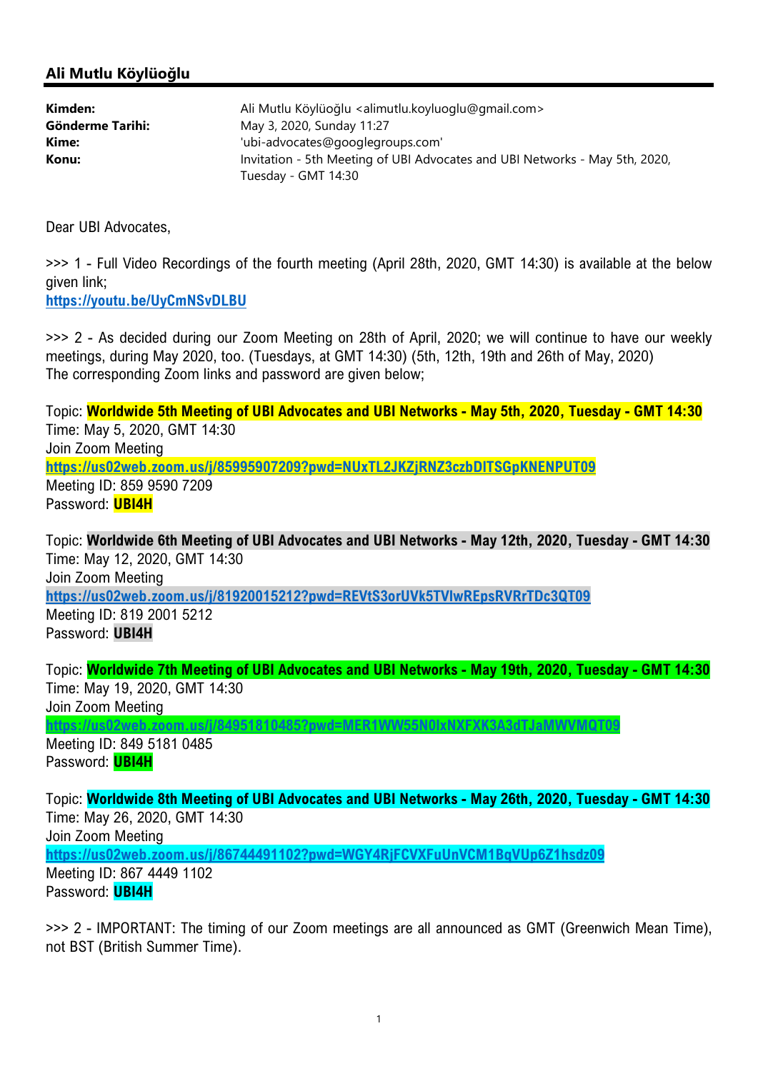## Ali Mutlu Köylüoğlu

| | |
|---|---|
| **Kimden:** | Ali Mutlu Köylüoğlu <alimutlu.koyluoglu@gmail.com> |
| **Gönderme Tarihi:** | May 3, 2020, Sunday 11:27 |
| **Kime:** | 'ubi-advocates@googlegroups.com' |
| **Konu:** | Invitation - 5th Meeting of UBI Advocates and UBI Networks - May 5th, 2020, Tuesday - GMT 14:30 |

Dear UBI Advocates,

>>> 1 - Full Video Recordings of the fourth meeting (April 28th, 2020, GMT 14:30) is available at the below given link;
**https://youtu.be/UyCmNSvDLBU**

>>> 2 - As decided during our Zoom Meeting on 28th of April, 2020; we will continue to have our weekly meetings, during May 2020, too. (Tuesdays, at GMT 14:30) (5th, 12th, 19th and 26th of May, 2020)
The corresponding Zoom links and password are given below;

Topic: **Worldwide 5th Meeting of UBI Advocates and UBI Networks - May 5th, 2020, Tuesday - GMT 14:30**
Time: May 5, 2020, GMT 14:30
Join Zoom Meeting
**https://us02web.zoom.us/j/85995907209?pwd=NUxTL2JKZjRNZ3czbDlTSGpKNENPUT09**
Meeting ID: 859 9590 7209
Password: **UBI4H**

Topic: **Worldwide 6th Meeting of UBI Advocates and UBI Networks - May 12th, 2020, Tuesday - GMT 14:30**
Time: May 12, 2020, GMT 14:30
Join Zoom Meeting
**https://us02web.zoom.us/j/81920015212?pwd=REVtS3orUVk5TVlwREpsRVRrTDc3QT09**
Meeting ID: 819 2001 5212
Password: **UBI4H**

Topic: **Worldwide 7th Meeting of UBI Advocates and UBI Networks - May 19th, 2020, Tuesday - GMT 14:30**
Time: May 19, 2020, GMT 14:30
Join Zoom Meeting
**https://us02web.zoom.us/j/84951810485?pwd=MER1WW55N0lxNXFXK3A3dTJaMWVMQT09**
Meeting ID: 849 5181 0485
Password: **UBI4H**

Topic: **Worldwide 8th Meeting of UBI Advocates and UBI Networks - May 26th, 2020, Tuesday - GMT 14:30**
Time: May 26, 2020, GMT 14:30
Join Zoom Meeting
**https://us02web.zoom.us/j/86744491102?pwd=WGY4RjFCVXFuUnVCM1BqVUp6Z1hsdz09**
Meeting ID: 867 4449 1102
Password: **UBI4H**

>>> 2 - IMPORTANT: The timing of our Zoom meetings are all announced as GMT (Greenwich Mean Time), not BST (British Summer Time).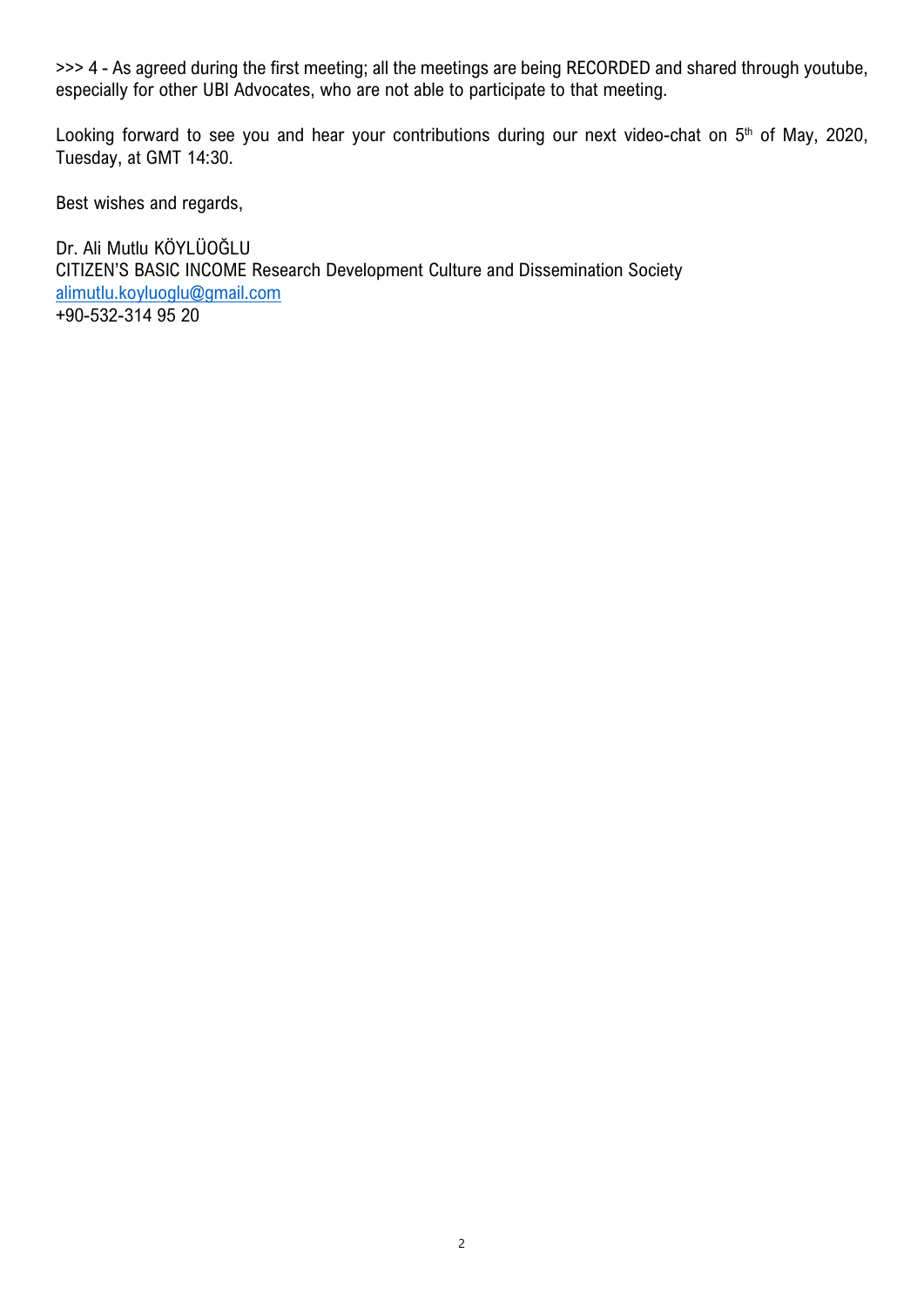>>> 4 - As agreed during the first meeting; all the meetings are being RECORDED and shared through youtube, especially for other UBI Advocates, who are not able to participate to that meeting.

Looking forward to see you and hear your contributions during our next video-chat on 5th of May, 2020, Tuesday, at GMT 14:30.

Best wishes and regards,

Dr. Ali Mutlu KÖYLÜOĞLU
CITIZEN'S BASIC INCOME Research Development Culture and Dissemination Society
alimutlu.koyluoglu@gmail.com
+90-532-314 95 20